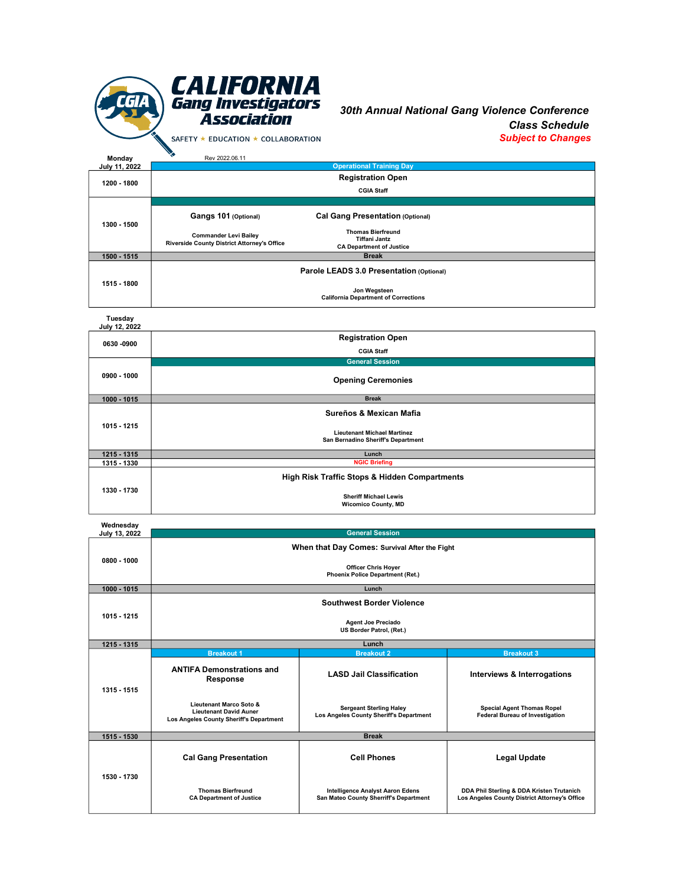# CALIFORNIA Gang Investigators Association

SAFETY ★ EDUCATION ★ COLLABORATION

## *30th Annual National Gang Violence Conference*
## *Class Schedule*
***Subject to Changes***

Rev 2022.06.11

### Monday July 11, 2022

| Time | Operational Training Day | |
|---|---|---|
| 1200 - 1800 | **Registration Open**<br>CGIA Staff | |
| 1300 - 1500 | **Gangs 101** (Optional)<br>Commander Levi Bailey<br>Riverside County District Attorney's Office | **Cal Gang Presentation** (Optional)<br>Thomas Bierfreund<br>Tiffani Jantz<br>CA Department of Justice |
| 1500 - 1515 | Break | |
| 1515 - 1800 | **Parole LEADS 3.0 Presentation** (Optional)<br>Jon Wegsteen<br>California Department of Corrections | |

### Tuesday July 12, 2022

| Time | Session |
|---|---|
| 0630 -0900 | **Registration Open**<br>CGIA Staff |
| | General Session |
| 0900 - 1000 | **Opening Ceremonies** |
| 1000 - 1015 | Break |
| 1015 - 1215 | **Sureños & Mexican Mafia**<br>Lieutenant Michael Martinez<br>San Bernadino Sheriff's Department |
| 1215 - 1315 | Lunch |
| 1315 - 1330 | NGIC Briefing |
| 1330 - 1730 | **High Risk Traffic Stops & Hidden Compartments**<br>Sheriff Michael Lewis<br>Wicomico County, MD |

### Wednesday July 13, 2022

| Time | General Session | | |
|---|---|---|---|
| 0800 - 1000 | **When that Day Comes:** Survival After the Fight<br>Officer Chris Hoyer<br>Phoenix Police Department (Ret.) | | |
| 1000 - 1015 | Lunch | | |
| 1015 - 1215 | **Southwest Border Violence**<br>Agent Joe Preciado<br>US Border Patrol, (Ret.) | | |
| 1215 - 1315 | Lunch | | |
| | **Breakout 1** | **Breakout 2** | **Breakout 3** |
| 1315 - 1515 | **ANTIFA Demonstrations and Response**<br>Lieutenant Marco Soto &<br>Lieutenant David Auner<br>Los Angeles County Sheriff's Department | **LASD Jail Classification**<br>Sergeant Sterling Haley<br>Los Angeles County Sheriff's Department | **Interviews & Interrogations**<br>Special Agent Thomas Ropel<br>Federal Bureau of Investigation |
| 1515 - 1530 | Break | | |
| 1530 - 1730 | **Cal Gang Presentation**<br>Thomas Bierfreund<br>CA Department of Justice | **Cell Phones**<br>Intelligence Analyst Aaron Edens<br>San Mateo County Sherriff's Department | **Legal Update**<br>DDA Phil Sterling & DDA Kristen Trutanich<br>Los Angeles County District Attorney's Office |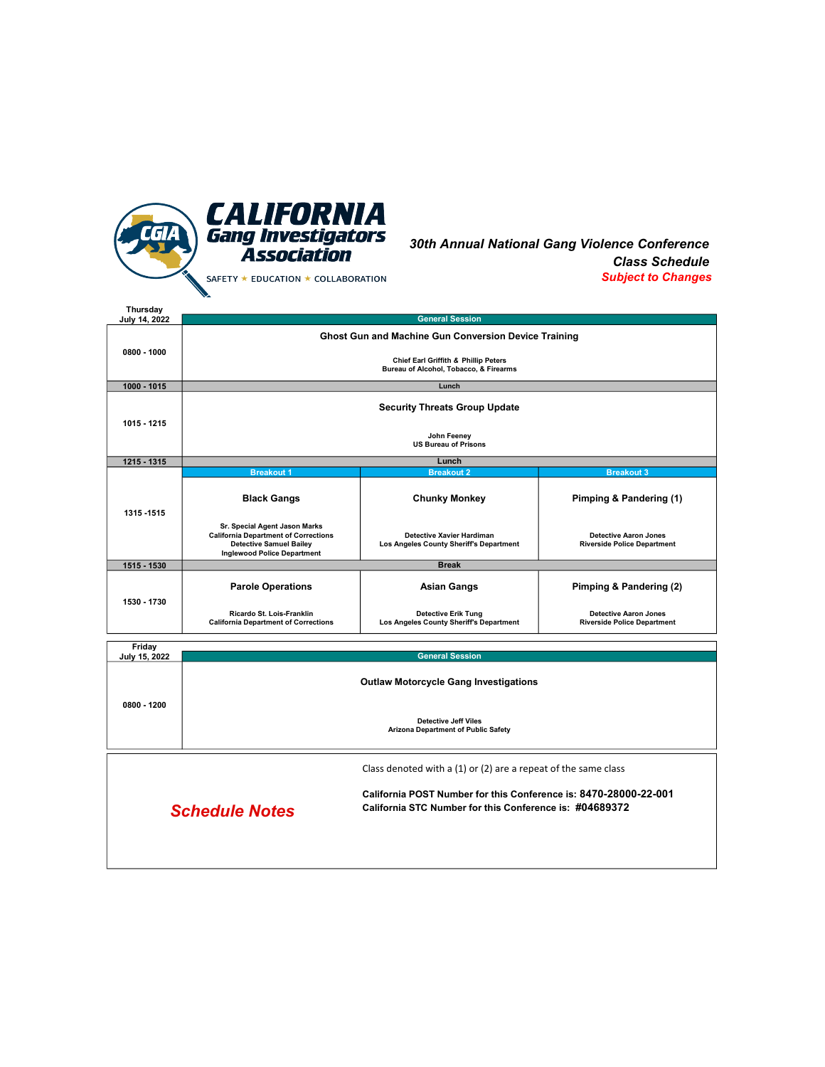**CALIFORNIA Gang Investigators Association**

SAFETY ★ EDUCATION ★ COLLABORATION

*30th Annual National Gang Violence Conference*

*Class Schedule*

*Subject to Changes*

**Thursday July 14, 2022**

| Time | Breakout 1 | Breakout 2 | Breakout 3 |
|---|---|---|---|
| | General Session | | |
| 0800 - 1000 | **Ghost Gun and Machine Gun Conversion Device Training**<br>Chief Earl Griffith & Phillip Peters<br>Bureau of Alcohol, Tobacco, & Firearms | | |
| 1000 - 1015 | Lunch | | |
| 1015 - 1215 | **Security Threats Group Update**<br>John Feeney<br>US Bureau of Prisons | | |
| 1215 - 1315 | Lunch | | |
| 1315 -1515 | **Black Gangs**<br>Sr. Special Agent Jason Marks<br>California Department of Corrections<br>Detective Samuel Bailey<br>Inglewood Police Department | **Chunky Monkey**<br>Detective Xavier Hardiman<br>Los Angeles County Sheriff's Department | **Pimping & Pandering (1)**<br>Detective Aaron Jones<br>Riverside Police Department |
| 1515 - 1530 | Break | | |
| 1530 - 1730 | **Parole Operations**<br>Ricardo St. Lois-Franklin<br>California Department of Corrections | **Asian Gangs**<br>Detective Erik Tung<br>Los Angeles County Sheriff's Department | **Pimping & Pandering (2)**<br>Detective Aaron Jones<br>Riverside Police Department |

**Friday July 15, 2022**

| Time | General Session |
|---|---|
| 0800 - 1200 | **Outlaw Motorcycle Gang Investigations**<br>Detective Jeff Viles<br>Arizona Department of Public Safety |

***Schedule Notes***

Class denoted with a (1) or (2) are a repeat of the same class

**California POST Number for this Conference is: 8470-28000-22-001**
**California STC Number for this Conference is: #04689372**